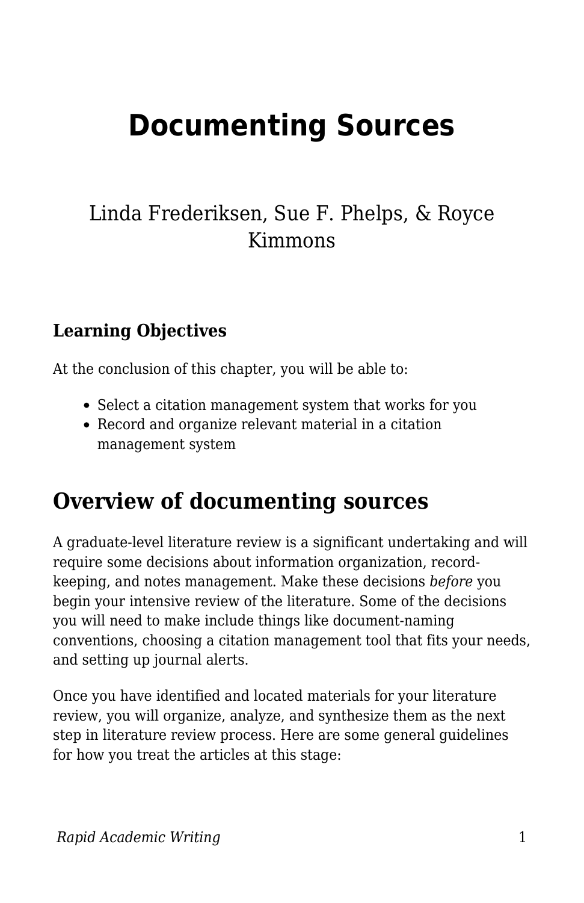# Documenting Sources

Linda Frederiksen, Sue F. Phelps, & Royce Kimmons

### Learning Objectives

At the conclusion of this chapter, you will be able to:

- Select a citation management system that works for you
- Record and organize relevant material in a citation management system

## Overview of documenting sources

A graduate-level literature review is a significant undertaking and will require some decisions about information organization, record-keeping, and notes management. Make these decisions *before* you begin your intensive review of the literature. Some of the decisions you will need to make include things like document-naming conventions, choosing a citation management tool that fits your needs, and setting up journal alerts.

Once you have identified and located materials for your literature review, you will organize, analyze, and synthesize them as the next step in literature review process. Here are some general guidelines for how you treat the articles at this stage: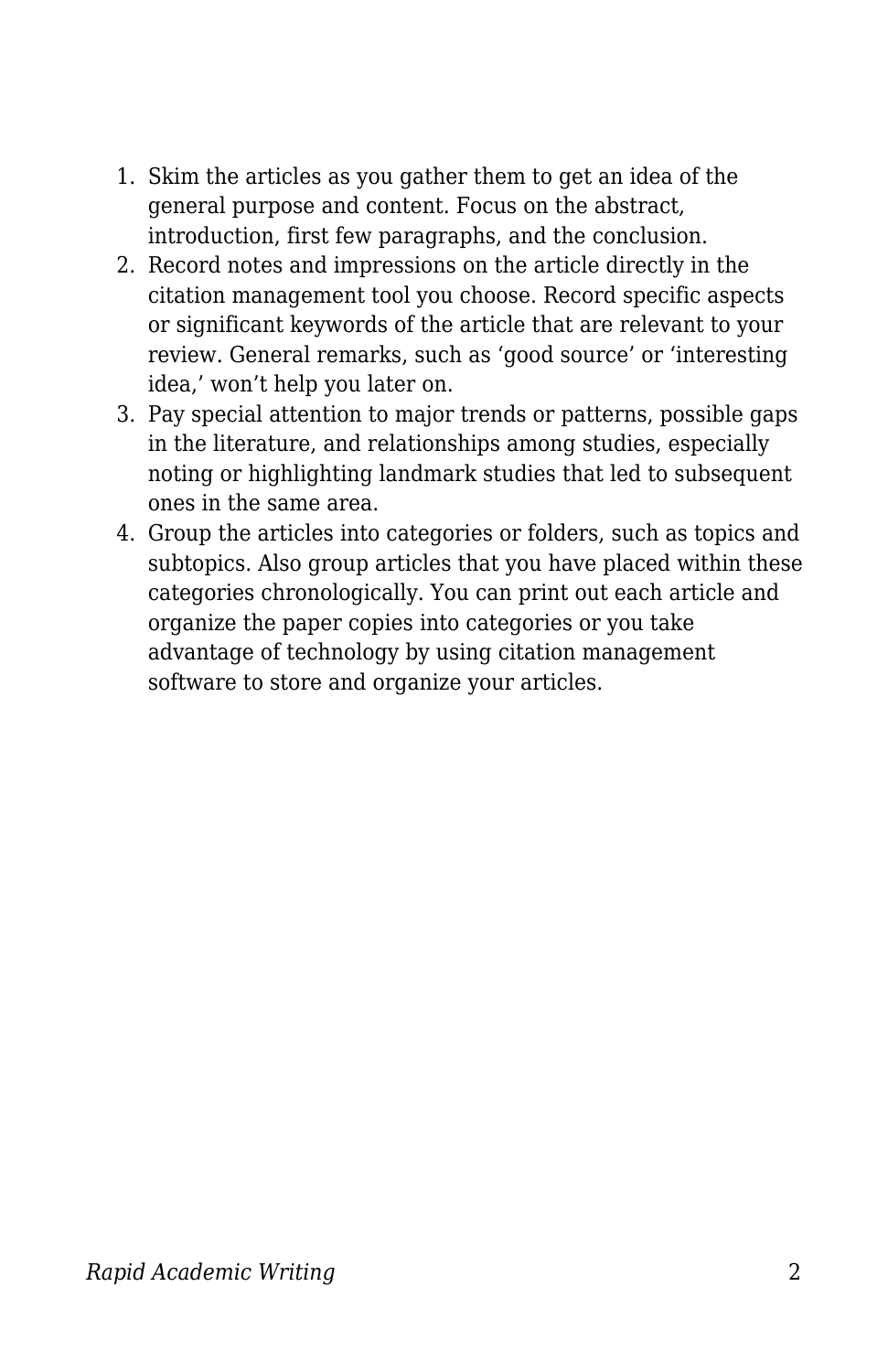1. Skim the articles as you gather them to get an idea of the general purpose and content. Focus on the abstract, introduction, first few paragraphs, and the conclusion.
2. Record notes and impressions on the article directly in the citation management tool you choose. Record specific aspects or significant keywords of the article that are relevant to your review. General remarks, such as 'good source' or 'interesting idea,' won't help you later on.
3. Pay special attention to major trends or patterns, possible gaps in the literature, and relationships among studies, especially noting or highlighting landmark studies that led to subsequent ones in the same area.
4. Group the articles into categories or folders, such as topics and subtopics. Also group articles that you have placed within these categories chronologically. You can print out each article and organize the paper copies into categories or you take advantage of technology by using citation management software to store and organize your articles.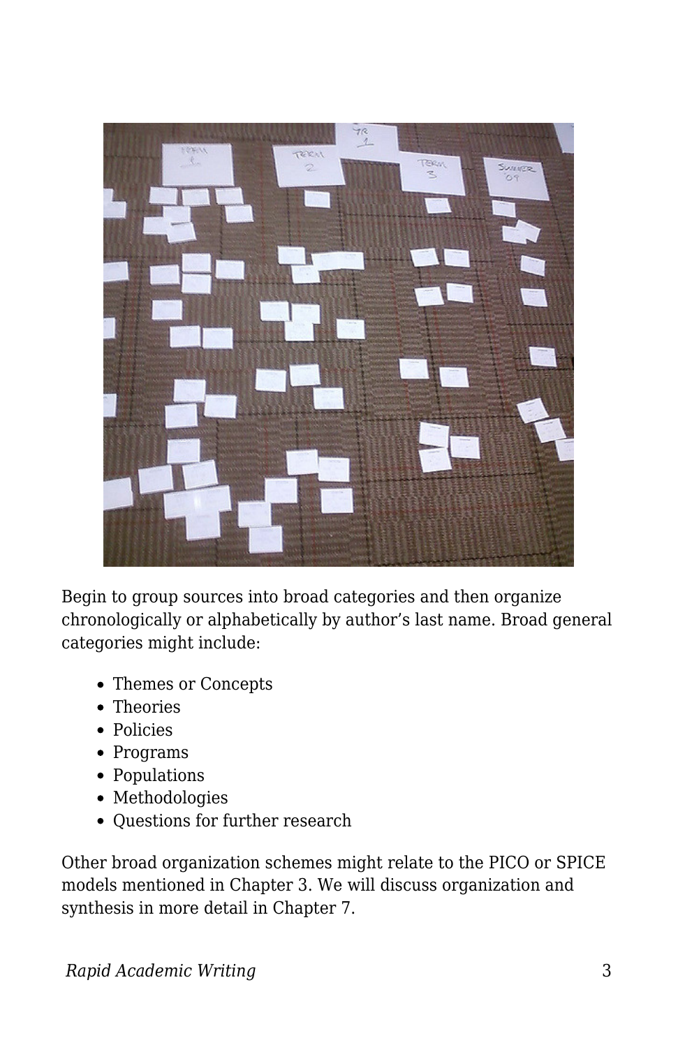Begin to group sources into broad categories and then organize chronologically or alphabetically by author's last name. Broad general categories might include:

- Themes or Concepts
- Theories
- Policies
- Programs
- Populations
- Methodologies
- Questions for further research

Other broad organization schemes might relate to the PICO or SPICE models mentioned in Chapter 3. We will discuss organization and synthesis in more detail in Chapter 7.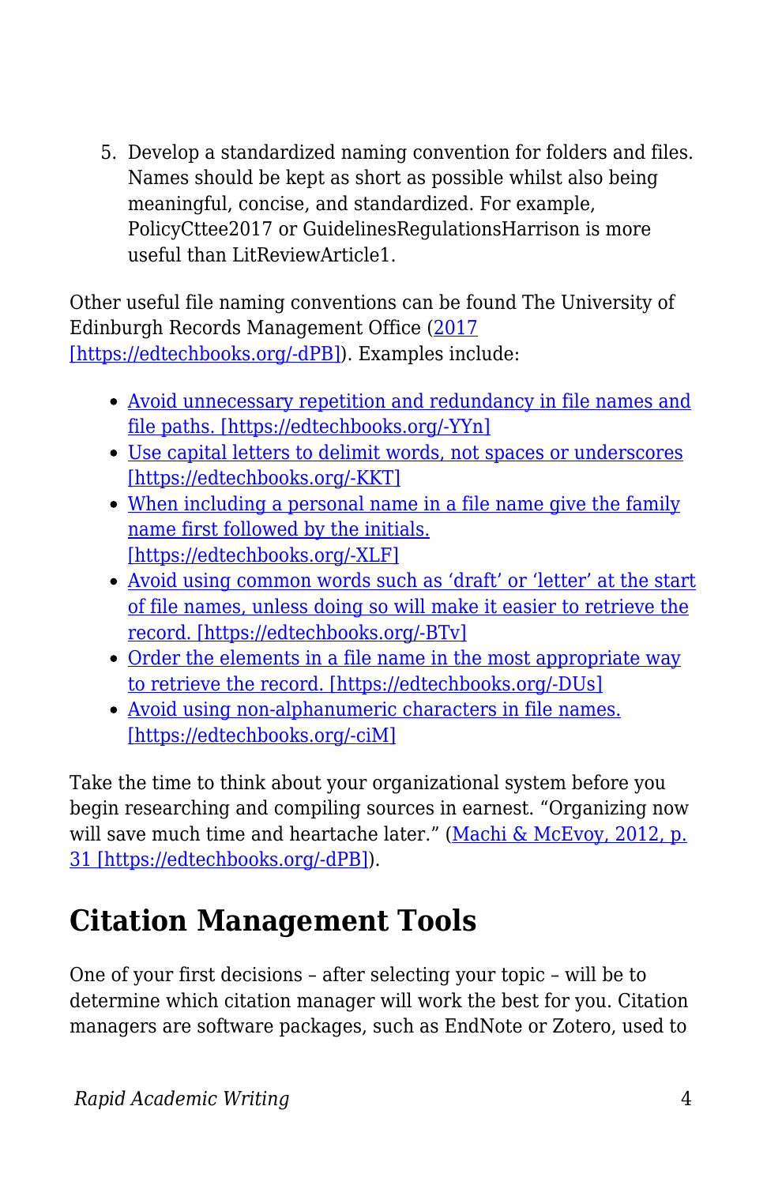5. Develop a standardized naming convention for folders and files. Names should be kept as short as possible whilst also being meaningful, concise, and standardized. For example, PolicyCttee2017 or GuidelinesRegulationsHarrison is more useful than LitReviewArticle1.

Other useful file naming conventions can be found The University of Edinburgh Records Management Office (2017 [https://edtechbooks.org/-dPB]). Examples include:

- Avoid unnecessary repetition and redundancy in file names and file paths. [https://edtechbooks.org/-YYn]
- Use capital letters to delimit words, not spaces or underscores [https://edtechbooks.org/-KKT]
- When including a personal name in a file name give the family name first followed by the initials. [https://edtechbooks.org/-XLF]
- Avoid using common words such as 'draft' or 'letter' at the start of file names, unless doing so will make it easier to retrieve the record. [https://edtechbooks.org/-BTv]
- Order the elements in a file name in the most appropriate way to retrieve the record. [https://edtechbooks.org/-DUs]
- Avoid using non-alphanumeric characters in file names. [https://edtechbooks.org/-ciM]

Take the time to think about your organizational system before you begin researching and compiling sources in earnest. "Organizing now will save much time and heartache later." (Machi & McEvoy, 2012, p. 31 [https://edtechbooks.org/-dPB]).

## Citation Management Tools

One of your first decisions – after selecting your topic – will be to determine which citation manager will work the best for you. Citation managers are software packages, such as EndNote or Zotero, used to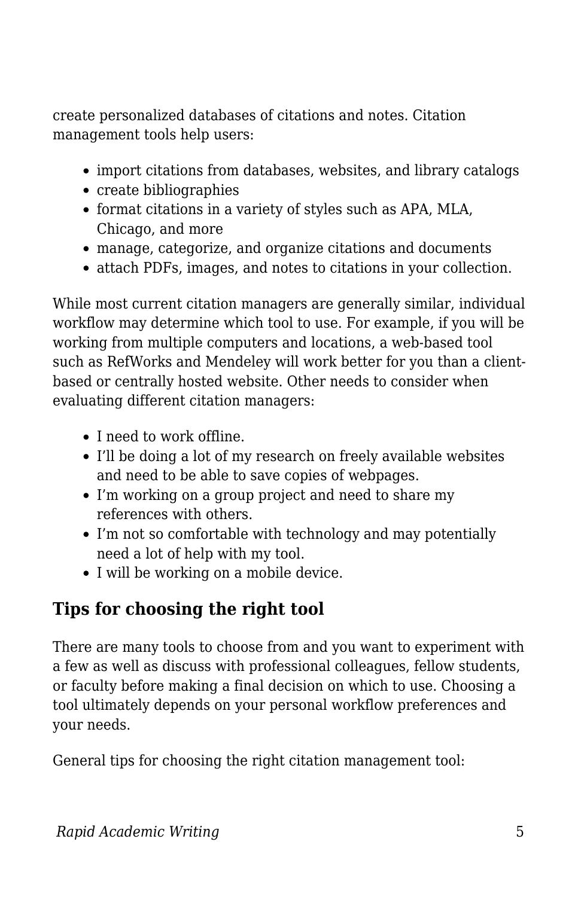create personalized databases of citations and notes. Citation management tools help users:

- import citations from databases, websites, and library catalogs
- create bibliographies
- format citations in a variety of styles such as APA, MLA, Chicago, and more
- manage, categorize, and organize citations and documents
- attach PDFs, images, and notes to citations in your collection.

While most current citation managers are generally similar, individual workflow may determine which tool to use. For example, if you will be working from multiple computers and locations, a web-based tool such as RefWorks and Mendeley will work better for you than a client-based or centrally hosted website. Other needs to consider when evaluating different citation managers:

- I need to work offline.
- I'll be doing a lot of my research on freely available websites and need to be able to save copies of webpages.
- I'm working on a group project and need to share my references with others.
- I'm not so comfortable with technology and may potentially need a lot of help with my tool.
- I will be working on a mobile device.

## Tips for choosing the right tool

There are many tools to choose from and you want to experiment with a few as well as discuss with professional colleagues, fellow students, or faculty before making a final decision on which to use. Choosing a tool ultimately depends on your personal workflow preferences and your needs.

General tips for choosing the right citation management tool: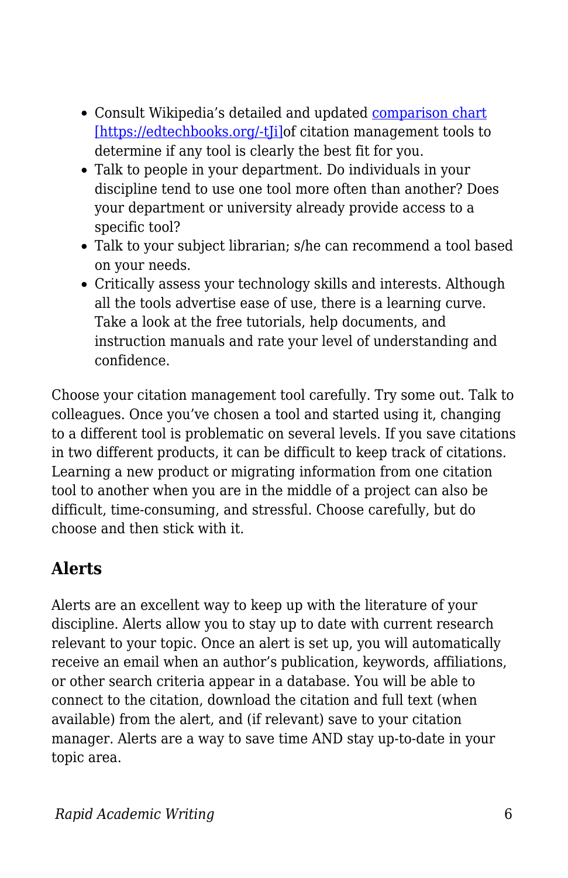- Consult Wikipedia's detailed and updated comparison chart [https://edtechbooks.org/-tJi]of citation management tools to determine if any tool is clearly the best fit for you.
- Talk to people in your department. Do individuals in your discipline tend to use one tool more often than another? Does your department or university already provide access to a specific tool?
- Talk to your subject librarian; s/he can recommend a tool based on your needs.
- Critically assess your technology skills and interests. Although all the tools advertise ease of use, there is a learning curve. Take a look at the free tutorials, help documents, and instruction manuals and rate your level of understanding and confidence.

Choose your citation management tool carefully. Try some out. Talk to colleagues. Once you've chosen a tool and started using it, changing to a different tool is problematic on several levels. If you save citations in two different products, it can be difficult to keep track of citations. Learning a new product or migrating information from one citation tool to another when you are in the middle of a project can also be difficult, time-consuming, and stressful. Choose carefully, but do choose and then stick with it.

## Alerts

Alerts are an excellent way to keep up with the literature of your discipline. Alerts allow you to stay up to date with current research relevant to your topic. Once an alert is set up, you will automatically receive an email when an author's publication, keywords, affiliations, or other search criteria appear in a database. You will be able to connect to the citation, download the citation and full text (when available) from the alert, and (if relevant) save to your citation manager. Alerts are a way to save time AND stay up-to-date in your topic area.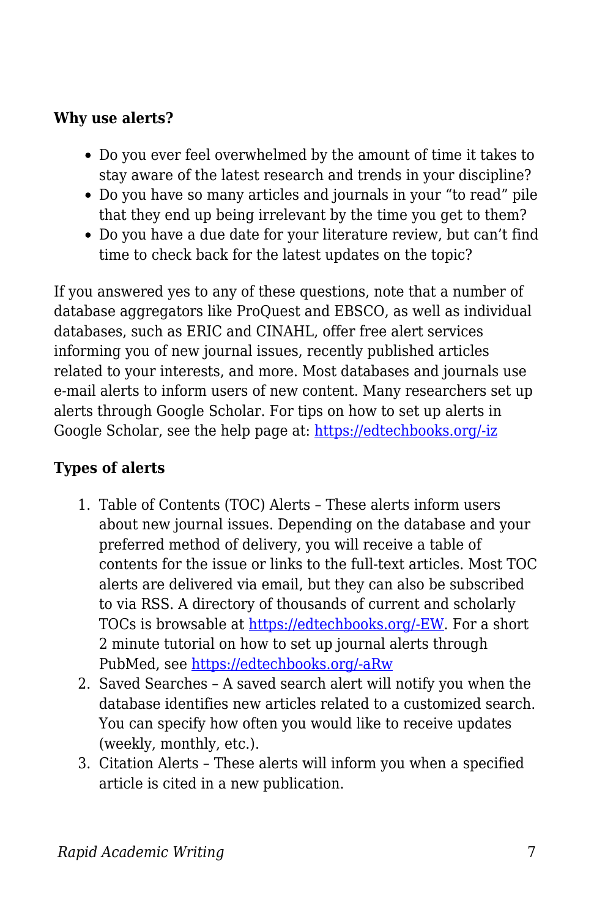**Why use alerts?**

- Do you ever feel overwhelmed by the amount of time it takes to stay aware of the latest research and trends in your discipline?
- Do you have so many articles and journals in your “to read” pile that they end up being irrelevant by the time you get to them?
- Do you have a due date for your literature review, but can’t find time to check back for the latest updates on the topic?

If you answered yes to any of these questions, note that a number of database aggregators like ProQuest and EBSCO, as well as individual databases, such as ERIC and CINAHL, offer free alert services informing you of new journal issues, recently published articles related to your interests, and more. Most databases and journals use e-mail alerts to inform users of new content. Many researchers set up alerts through Google Scholar. For tips on how to set up alerts in Google Scholar, see the help page at: [https://edtechbooks.org/-iz](https://edtechbooks.org/-iz)

**Types of alerts**

1. Table of Contents (TOC) Alerts – These alerts inform users about new journal issues. Depending on the database and your preferred method of delivery, you will receive a table of contents for the issue or links to the full-text articles. Most TOC alerts are delivered via email, but they can also be subscribed to via RSS. A directory of thousands of current and scholarly TOCs is browsable at [https://edtechbooks.org/-EW](https://edtechbooks.org/-EW). For a short 2 minute tutorial on how to set up journal alerts through PubMed, see [https://edtechbooks.org/-aRw](https://edtechbooks.org/-aRw)
2. Saved Searches – A saved search alert will notify you when the database identifies new articles related to a customized search. You can specify how often you would like to receive updates (weekly, monthly, etc.).
3. Citation Alerts – These alerts will inform you when a specified article is cited in a new publication.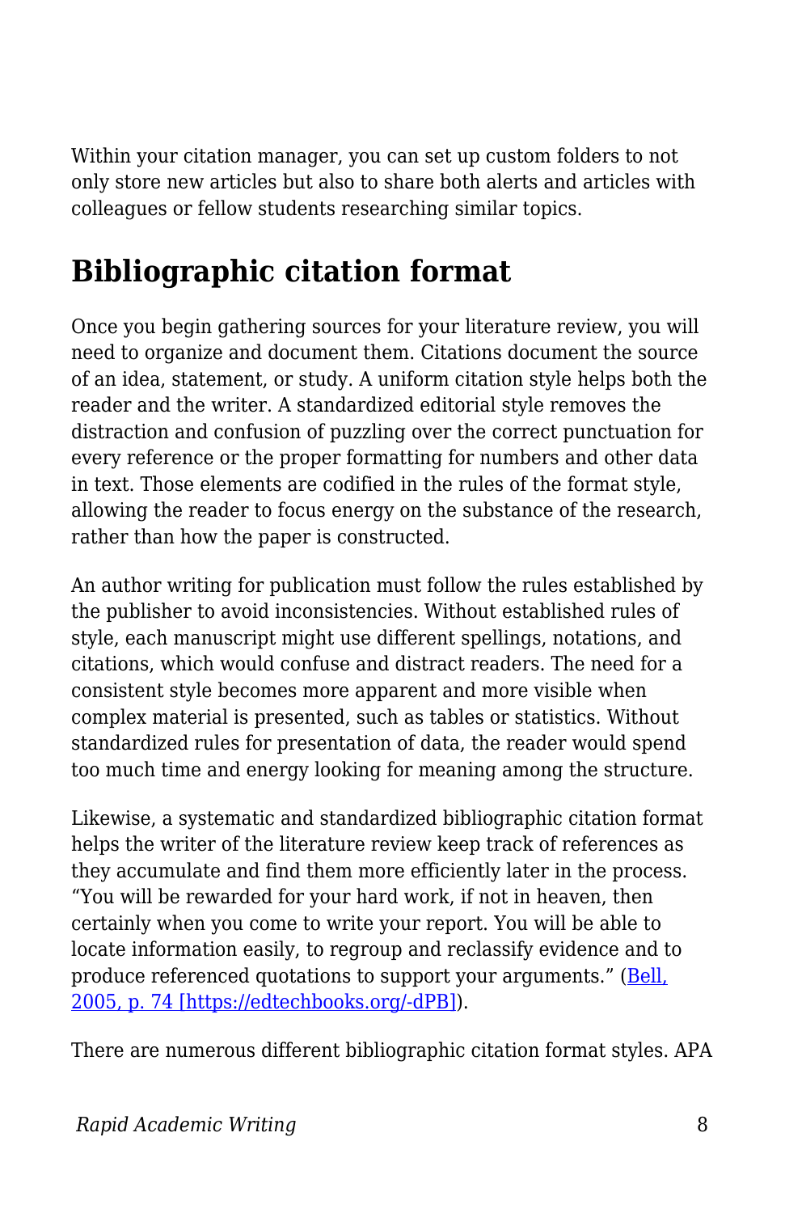Within your citation manager, you can set up custom folders to not only store new articles but also to share both alerts and articles with colleagues or fellow students researching similar topics.

## Bibliographic citation format

Once you begin gathering sources for your literature review, you will need to organize and document them. Citations document the source of an idea, statement, or study. A uniform citation style helps both the reader and the writer. A standardized editorial style removes the distraction and confusion of puzzling over the correct punctuation for every reference or the proper formatting for numbers and other data in text. Those elements are codified in the rules of the format style, allowing the reader to focus energy on the substance of the research, rather than how the paper is constructed.

An author writing for publication must follow the rules established by the publisher to avoid inconsistencies. Without established rules of style, each manuscript might use different spellings, notations, and citations, which would confuse and distract readers. The need for a consistent style becomes more apparent and more visible when complex material is presented, such as tables or statistics. Without standardized rules for presentation of data, the reader would spend too much time and energy looking for meaning among the structure.

Likewise, a systematic and standardized bibliographic citation format helps the writer of the literature review keep track of references as they accumulate and find them more efficiently later in the process. "You will be rewarded for your hard work, if not in heaven, then certainly when you come to write your report. You will be able to locate information easily, to regroup and reclassify evidence and to produce referenced quotations to support your arguments." (Bell, 2005, p. 74 [https://edtechbooks.org/-dPB]).

There are numerous different bibliographic citation format styles. APA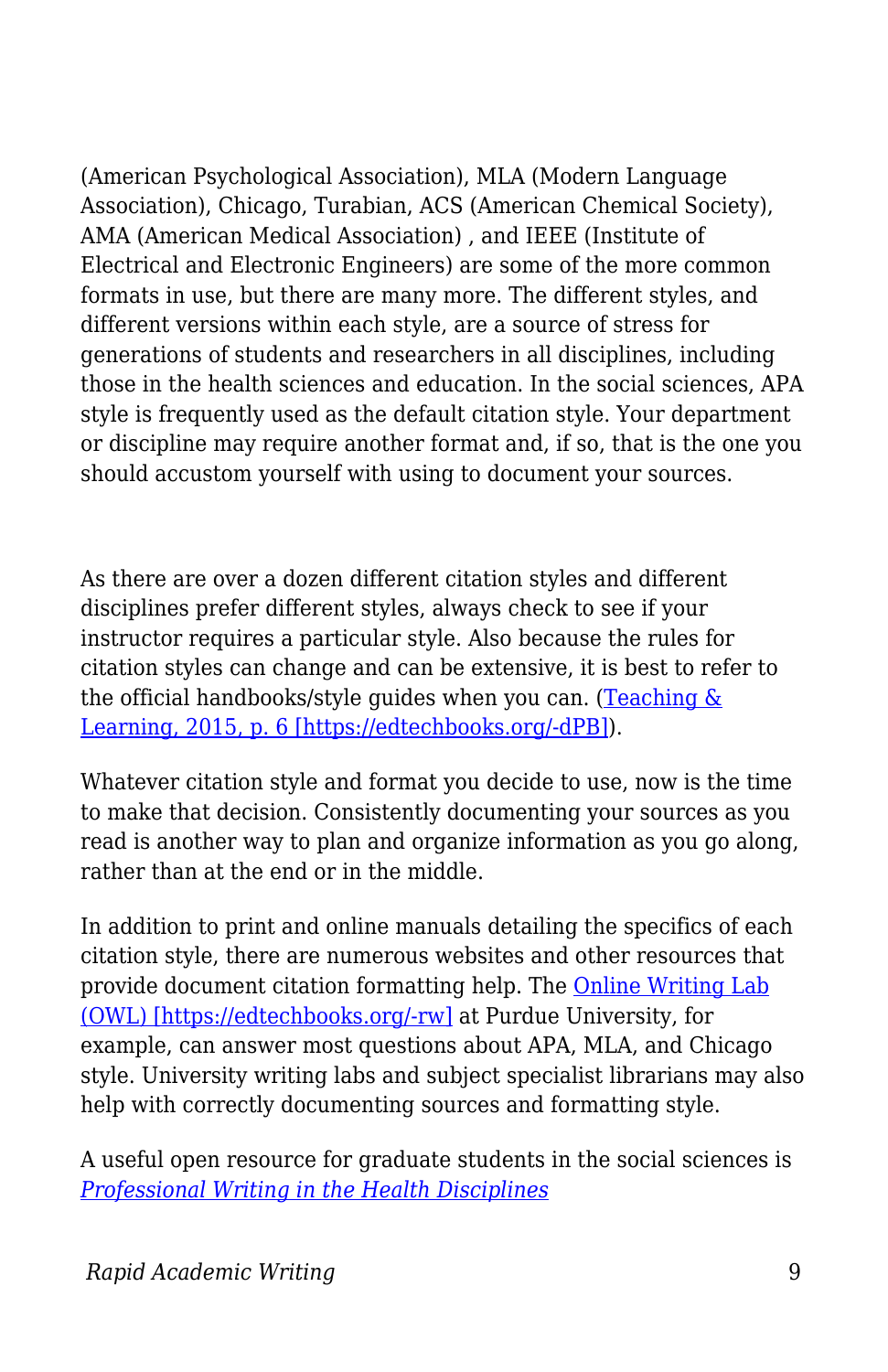(American Psychological Association), MLA (Modern Language Association), Chicago, Turabian, ACS (American Chemical Society), AMA (American Medical Association) , and IEEE (Institute of Electrical and Electronic Engineers) are some of the more common formats in use, but there are many more. The different styles, and different versions within each style, are a source of stress for generations of students and researchers in all disciplines, including those in the health sciences and education. In the social sciences, APA style is frequently used as the default citation style. Your department or discipline may require another format and, if so, that is the one you should accustom yourself with using to document your sources.

As there are over a dozen different citation styles and different disciplines prefer different styles, always check to see if your instructor requires a particular style. Also because the rules for citation styles can change and can be extensive, it is best to refer to the official handbooks/style guides when you can. ([Teaching & Learning, 2015, p. 6 [https://edtechbooks.org/-dPB]](https://edtechbooks.org/-dPB)).

Whatever citation style and format you decide to use, now is the time to make that decision. Consistently documenting your sources as you read is another way to plan and organize information as you go along, rather than at the end or in the middle.

In addition to print and online manuals detailing the specifics of each citation style, there are numerous websites and other resources that provide document citation formatting help. The [Online Writing Lab (OWL) [https://edtechbooks.org/-rw]](https://edtechbooks.org/-rw) at Purdue University, for example, can answer most questions about APA, MLA, and Chicago style. University writing labs and subject specialist librarians may also help with correctly documenting sources and formatting style.

A useful open resource for graduate students in the social sciences is *Professional Writing in the Health Disciplines*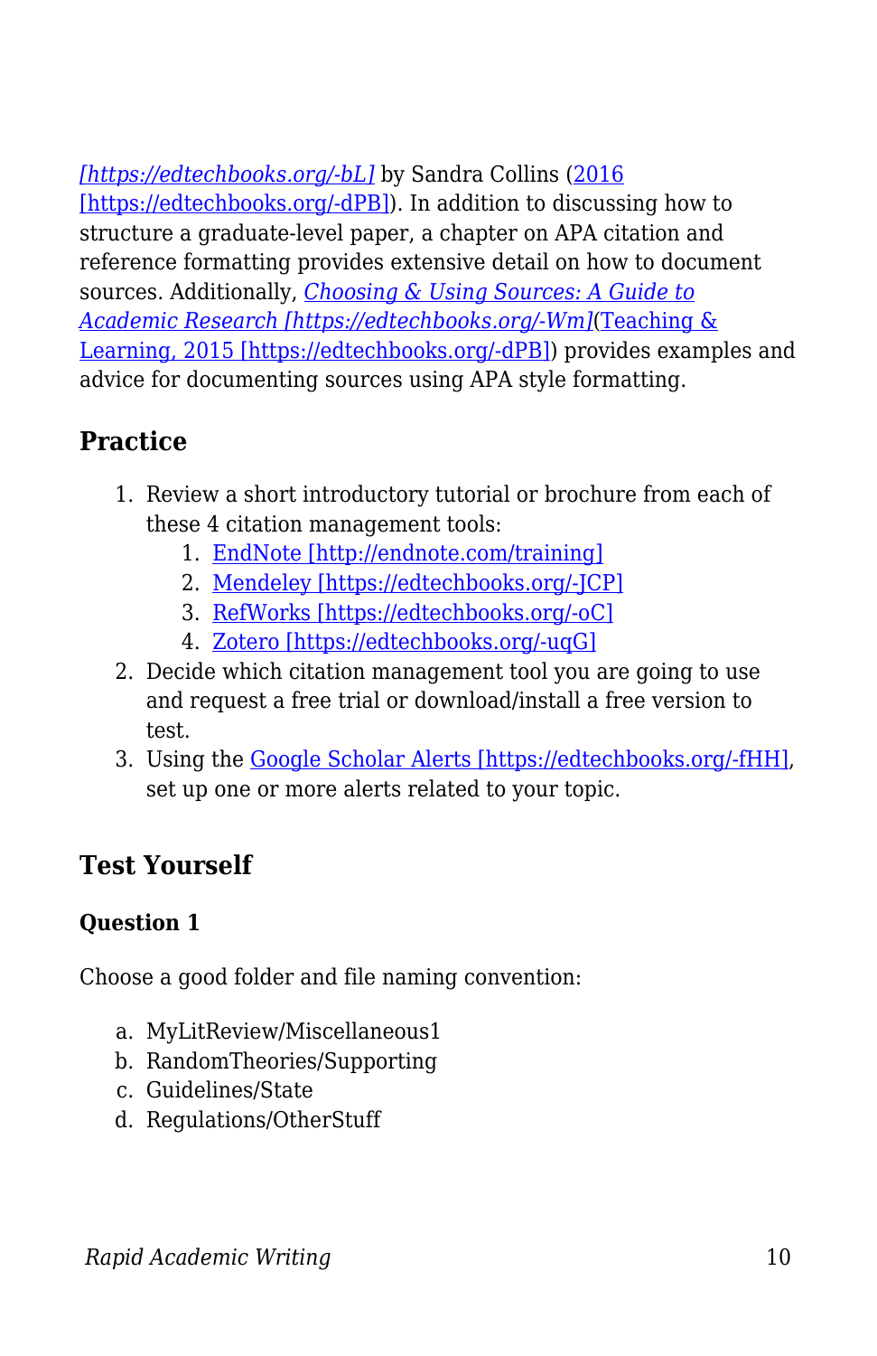*[https://edtechbooks.org/-bL]* by Sandra Collins (2016 [https://edtechbooks.org/-dPB]). In addition to discussing how to structure a graduate-level paper, a chapter on APA citation and reference formatting provides extensive detail on how to document sources. Additionally, *Choosing & Using Sources: A Guide to Academic Research [https://edtechbooks.org/-Wm]*(Teaching & Learning, 2015 [https://edtechbooks.org/-dPB]) provides examples and advice for documenting sources using APA style formatting.

## Practice

1. Review a short introductory tutorial or brochure from each of these 4 citation management tools:
   1. EndNote [http://endnote.com/training]
   2. Mendeley [https://edtechbooks.org/-JCP]
   3. RefWorks [https://edtechbooks.org/-oC]
   4. Zotero [https://edtechbooks.org/-uqG]
2. Decide which citation management tool you are going to use and request a free trial or download/install a free version to test.
3. Using the Google Scholar Alerts [https://edtechbooks.org/-fHH], set up one or more alerts related to your topic.

## Test Yourself

### Question 1

Choose a good folder and file naming convention:

a. MyLitReview/Miscellaneous1
b. RandomTheories/Supporting
c. Guidelines/State
d. Regulations/OtherStuff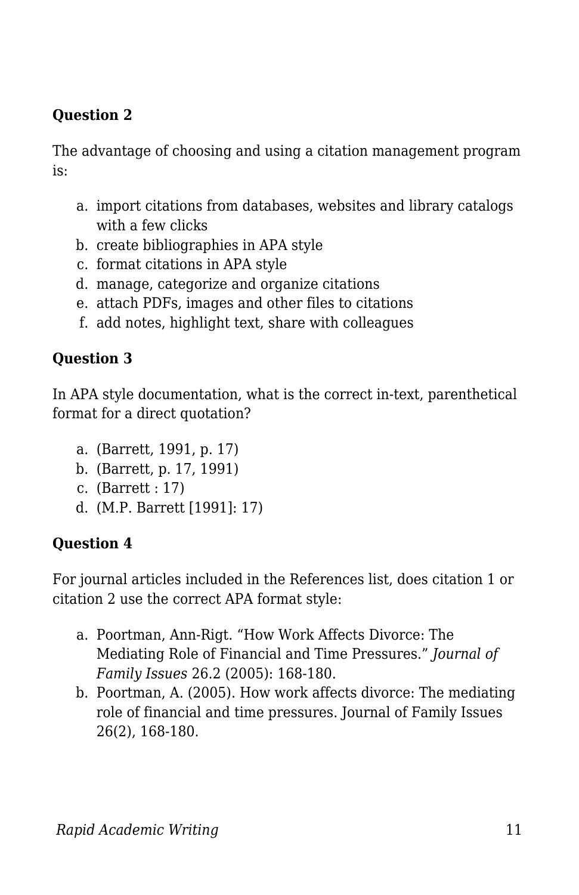**Question 2**

The advantage of choosing and using a citation management program is:

a. import citations from databases, websites and library catalogs with a few clicks
b. create bibliographies in APA style
c. format citations in APA style
d. manage, categorize and organize citations
e. attach PDFs, images and other files to citations
f. add notes, highlight text, share with colleagues

**Question 3**

In APA style documentation, what is the correct in-text, parenthetical format for a direct quotation?

a. (Barrett, 1991, p. 17)
b. (Barrett, p. 17, 1991)
c. (Barrett : 17)
d. (M.P. Barrett [1991]: 17)

**Question 4**

For journal articles included in the References list, does citation 1 or citation 2 use the correct APA format style:

a. Poortman, Ann-Rigt. "How Work Affects Divorce: The Mediating Role of Financial and Time Pressures." *Journal of Family Issues* 26.2 (2005): 168-180.
b. Poortman, A. (2005). How work affects divorce: The mediating role of financial and time pressures. Journal of Family Issues 26(2), 168-180.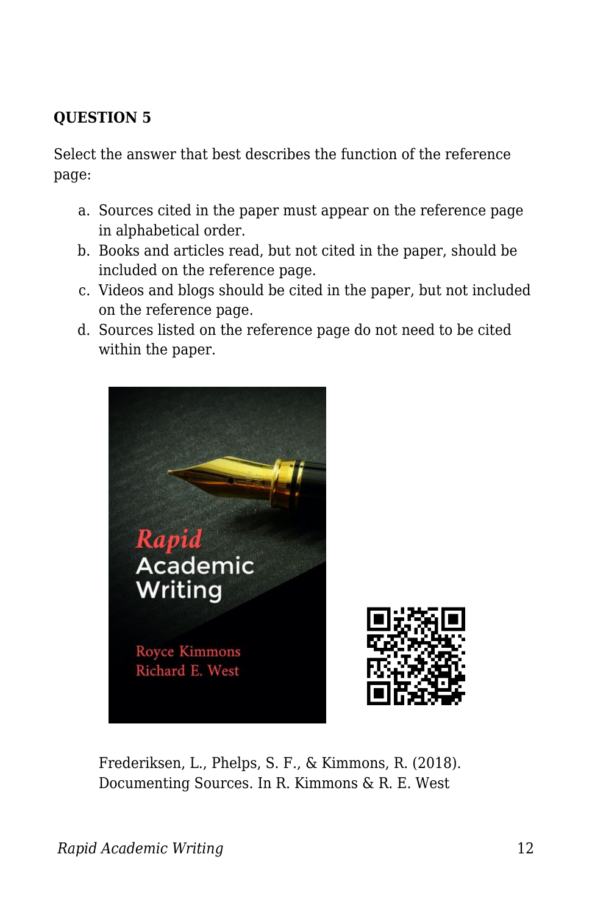**QUESTION 5**

Select the answer that best describes the function of the reference page:

a. Sources cited in the paper must appear on the reference page in alphabetical order.
b. Books and articles read, but not cited in the paper, should be included on the reference page.
c. Videos and blogs should be cited in the paper, but not included on the reference page.
d. Sources listed on the reference page do not need to be cited within the paper.

Frederiksen, L., Phelps, S. F., & Kimmons, R. (2018). Documenting Sources. In R. Kimmons & R. E. West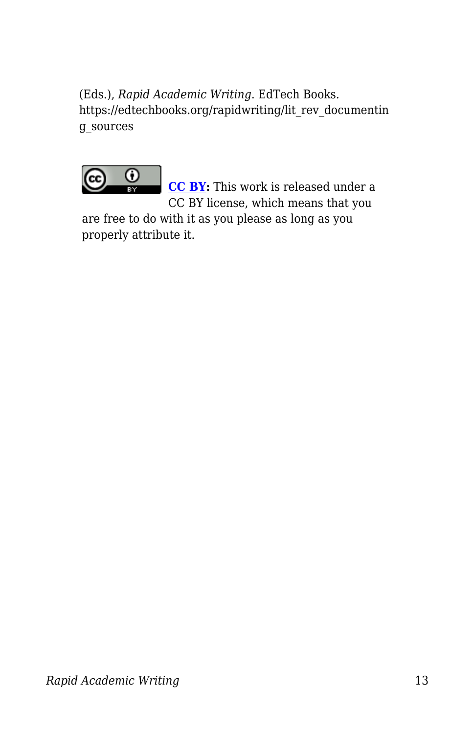(Eds.), *Rapid Academic Writing*. EdTech Books. https://edtechbooks.org/rapidwriting/lit_rev_documenting_sources

**CC BY:** This work is released under a CC BY license, which means that you are free to do with it as you please as long as you properly attribute it.